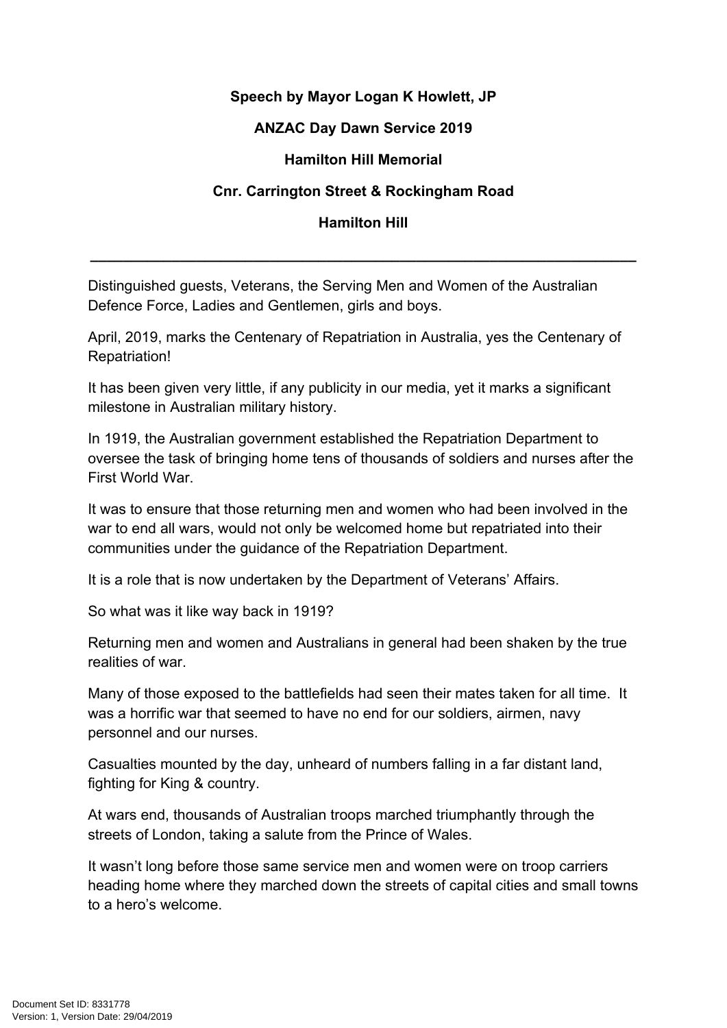**Speech by Mayor Logan K Howlett, JP**

**ANZAC Day Dawn Service 2019**

**Hamilton Hill Memorial**

**Cnr. Carrington Street & Rockingham Road**

**Hamilton Hill**

---

Distinguished guests, Veterans, the Serving Men and Women of the Australian Defence Force, Ladies and Gentlemen, girls and boys.

April, 2019, marks the Centenary of Repatriation in Australia, yes the Centenary of Repatriation!

It has been given very little, if any publicity in our media, yet it marks a significant milestone in Australian military history.

In 1919, the Australian government established the Repatriation Department to oversee the task of bringing home tens of thousands of soldiers and nurses after the First World War.

It was to ensure that those returning men and women who had been involved in the war to end all wars, would not only be welcomed home but repatriated into their communities under the guidance of the Repatriation Department.

It is a role that is now undertaken by the Department of Veterans' Affairs.

So what was it like way back in 1919?

Returning men and women and Australians in general had been shaken by the true realities of war.

Many of those exposed to the battlefields had seen their mates taken for all time. It was a horrific war that seemed to have no end for our soldiers, airmen, navy personnel and our nurses.

Casualties mounted by the day, unheard of numbers falling in a far distant land, fighting for King & country.

At wars end, thousands of Australian troops marched triumphantly through the streets of London, taking a salute from the Prince of Wales.

It wasn't long before those same service men and women were on troop carriers heading home where they marched down the streets of capital cities and small towns to a hero's welcome.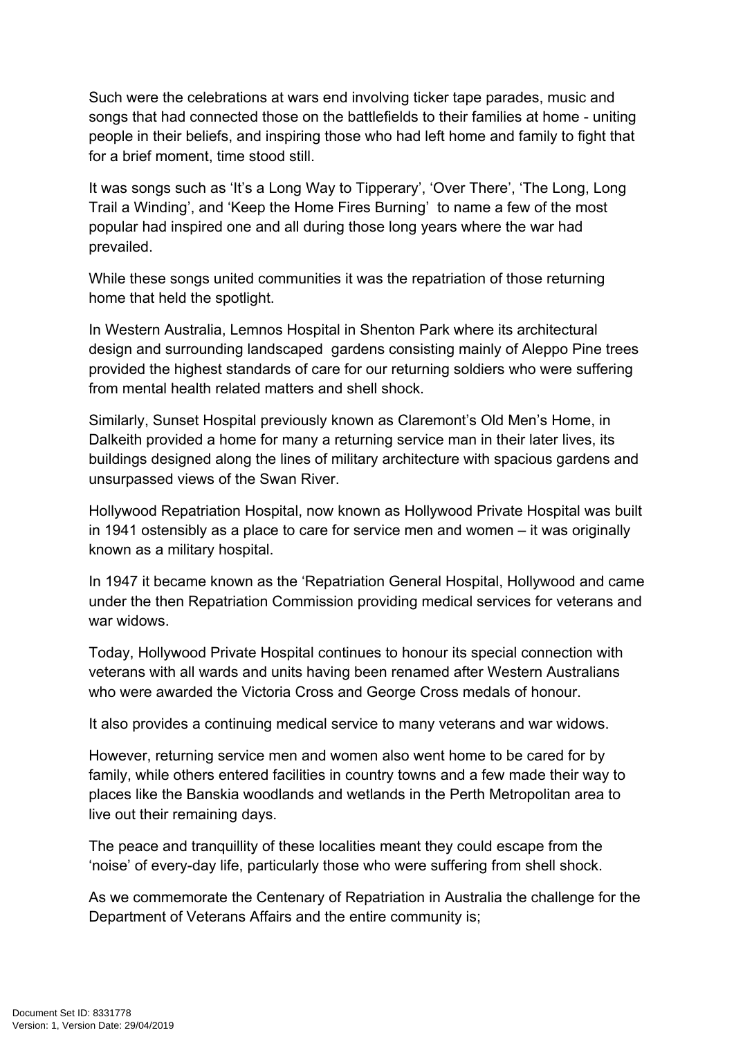Such were the celebrations at wars end involving ticker tape parades, music and songs that had connected those on the battlefields to their families at home - uniting people in their beliefs, and inspiring those who had left home and family to fight that for a brief moment, time stood still.

It was songs such as 'It's a Long Way to Tipperary', 'Over There', 'The Long, Long Trail a Winding', and 'Keep the Home Fires Burning' to name a few of the most popular had inspired one and all during those long years where the war had prevailed.

While these songs united communities it was the repatriation of those returning home that held the spotlight.

In Western Australia, Lemnos Hospital in Shenton Park where its architectural design and surrounding landscaped gardens consisting mainly of Aleppo Pine trees provided the highest standards of care for our returning soldiers who were suffering from mental health related matters and shell shock.

Similarly, Sunset Hospital previously known as Claremont's Old Men's Home, in Dalkeith provided a home for many a returning service man in their later lives, its buildings designed along the lines of military architecture with spacious gardens and unsurpassed views of the Swan River.

Hollywood Repatriation Hospital, now known as Hollywood Private Hospital was built in 1941 ostensibly as a place to care for service men and women – it was originally known as a military hospital.

In 1947 it became known as the 'Repatriation General Hospital, Hollywood and came under the then Repatriation Commission providing medical services for veterans and war widows.

Today, Hollywood Private Hospital continues to honour its special connection with veterans with all wards and units having been renamed after Western Australians who were awarded the Victoria Cross and George Cross medals of honour.

It also provides a continuing medical service to many veterans and war widows.

However, returning service men and women also went home to be cared for by family, while others entered facilities in country towns and a few made their way to places like the Banskia woodlands and wetlands in the Perth Metropolitan area to live out their remaining days.

The peace and tranquillity of these localities meant they could escape from the 'noise' of every-day life, particularly those who were suffering from shell shock.

As we commemorate the Centenary of Repatriation in Australia the challenge for the Department of Veterans Affairs and the entire community is;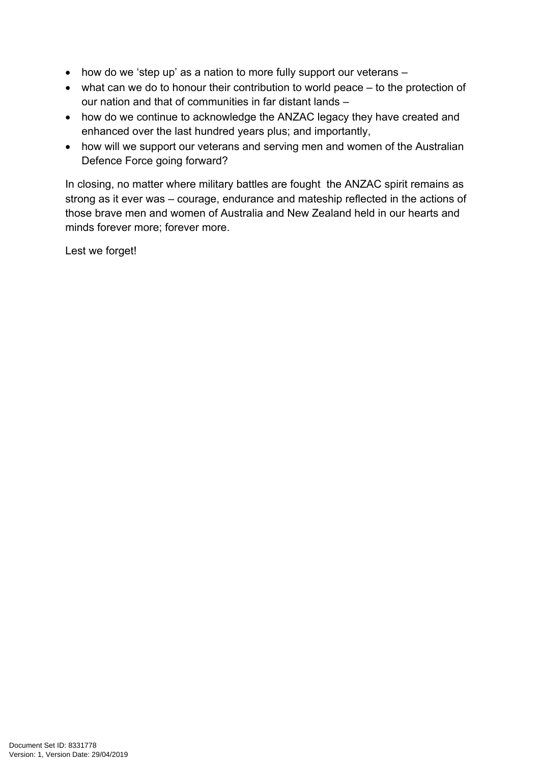- how do we 'step up' as a nation to more fully support our veterans –
- what can we do to honour their contribution to world peace – to the protection of our nation and that of communities in far distant lands –
- how do we continue to acknowledge the ANZAC legacy they have created and enhanced over the last hundred years plus; and importantly,
- how will we support our veterans and serving men and women of the Australian Defence Force going forward?

In closing, no matter where military battles are fought the ANZAC spirit remains as strong as it ever was – courage, endurance and mateship reflected in the actions of those brave men and women of Australia and New Zealand held in our hearts and minds forever more; forever more.

Lest we forget!